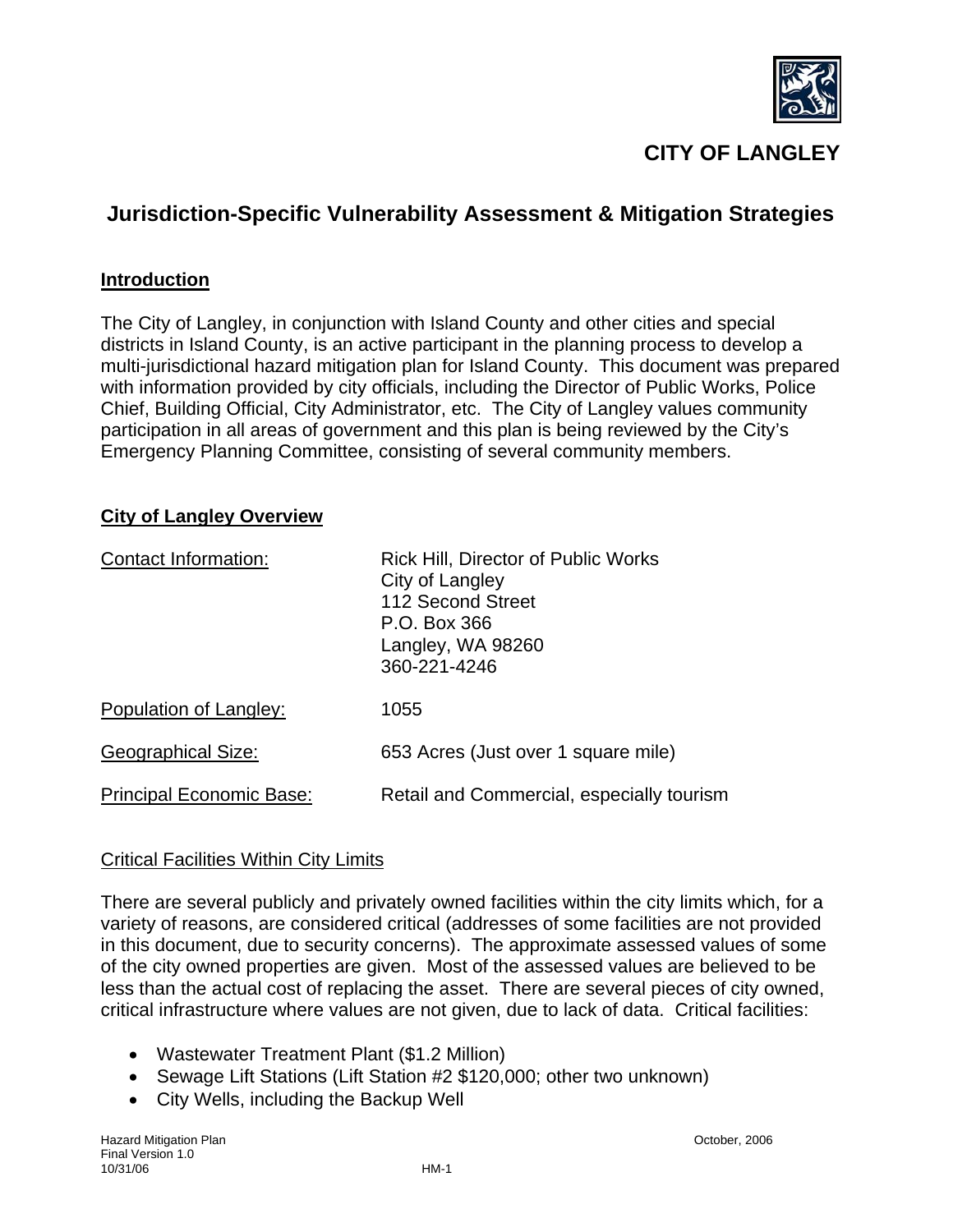# CITY OF LANGLEY

## Jurisdiction-Specific Vulnerability Assessment & Mitigation Strategies

### Introduction

The City of Langley, in conjunction with Island County and other cities and special districts in Island County, is an active participant in the planning process to develop a multi-jurisdictional hazard mitigation plan for Island County. This document was prepared with information provided by city officials, including the Director of Public Works, Police Chief, Building Official, City Administrator, etc. The City of Langley values community participation in all areas of government and this plan is being reviewed by the City's Emergency Planning Committee, consisting of several community members.

### City of Langley Overview

| | |
|---|---|
| Contact Information: | Rick Hill, Director of Public Works<br>City of Langley<br>112 Second Street<br>P.O. Box 366<br>Langley, WA 98260<br>360-221-4246 |
| Population of Langley: | 1055 |
| Geographical Size: | 653 Acres (Just over 1 square mile) |
| Principal Economic Base: | Retail and Commercial, especially tourism |

Critical Facilities Within City Limits

There are several publicly and privately owned facilities within the city limits which, for a variety of reasons, are considered critical (addresses of some facilities are not provided in this document, due to security concerns). The approximate assessed values of some of the city owned properties are given. Most of the assessed values are believed to be less than the actual cost of replacing the asset. There are several pieces of city owned, critical infrastructure where values are not given, due to lack of data. Critical facilities:

- Wastewater Treatment Plant ($1.2 Million)
- Sewage Lift Stations (Lift Station #2 $120,000; other two unknown)
- City Wells, including the Backup Well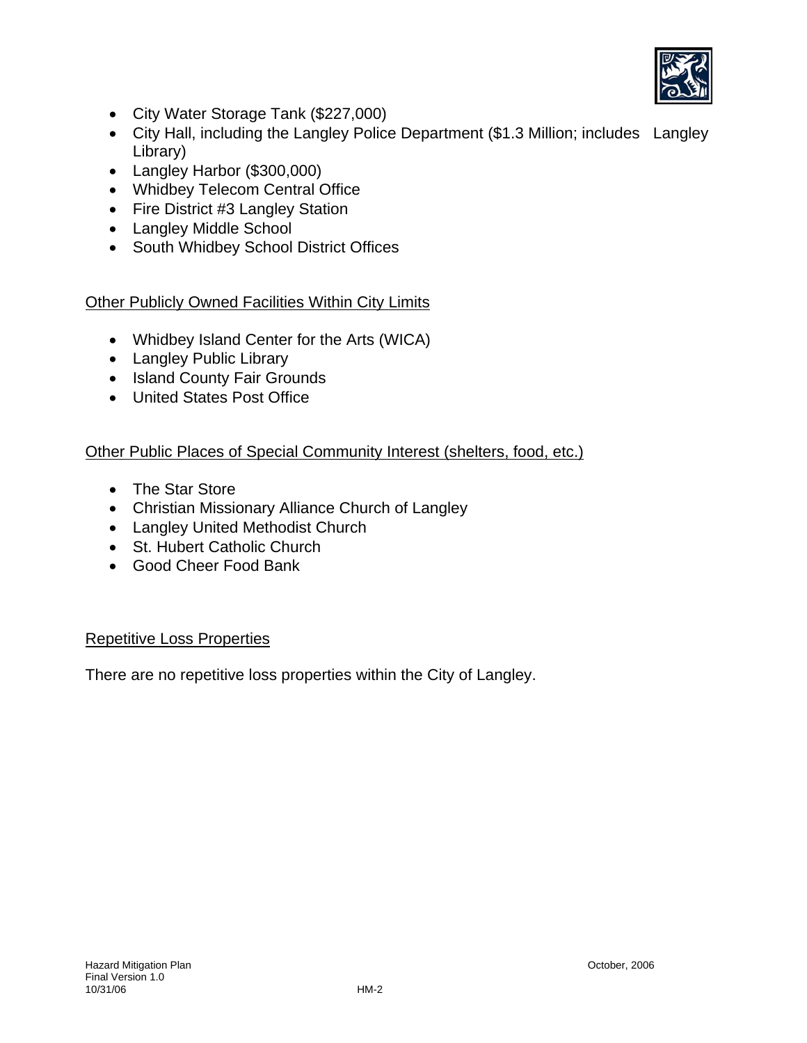- City Water Storage Tank ($227,000)
- City Hall, including the Langley Police Department ($1.3 Million; includes Langley Library)
- Langley Harbor ($300,000)
- Whidbey Telecom Central Office
- Fire District #3 Langley Station
- Langley Middle School
- South Whidbey School District Offices

<u>Other Publicly Owned Facilities Within City Limits</u>

- Whidbey Island Center for the Arts (WICA)
- Langley Public Library
- Island County Fair Grounds
- United States Post Office

<u>Other Public Places of Special Community Interest (shelters, food, etc.)</u>

- The Star Store
- Christian Missionary Alliance Church of Langley
- Langley United Methodist Church
- St. Hubert Catholic Church
- Good Cheer Food Bank

<u>Repetitive Loss Properties</u>

There are no repetitive loss properties within the City of Langley.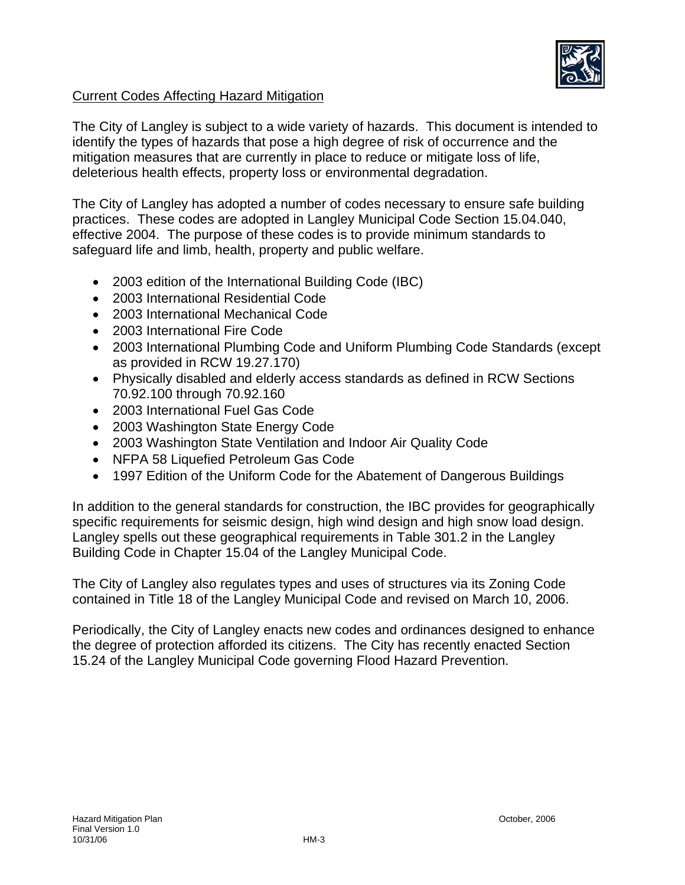## Current Codes Affecting Hazard Mitigation

The City of Langley is subject to a wide variety of hazards. This document is intended to identify the types of hazards that pose a high degree of risk of occurrence and the mitigation measures that are currently in place to reduce or mitigate loss of life, deleterious health effects, property loss or environmental degradation.

The City of Langley has adopted a number of codes necessary to ensure safe building practices. These codes are adopted in Langley Municipal Code Section 15.04.040, effective 2004. The purpose of these codes is to provide minimum standards to safeguard life and limb, health, property and public welfare.

- 2003 edition of the International Building Code (IBC)
- 2003 International Residential Code
- 2003 International Mechanical Code
- 2003 International Fire Code
- 2003 International Plumbing Code and Uniform Plumbing Code Standards (except as provided in RCW 19.27.170)
- Physically disabled and elderly access standards as defined in RCW Sections 70.92.100 through 70.92.160
- 2003 International Fuel Gas Code
- 2003 Washington State Energy Code
- 2003 Washington State Ventilation and Indoor Air Quality Code
- NFPA 58 Liquefied Petroleum Gas Code
- 1997 Edition of the Uniform Code for the Abatement of Dangerous Buildings

In addition to the general standards for construction, the IBC provides for geographically specific requirements for seismic design, high wind design and high snow load design. Langley spells out these geographical requirements in Table 301.2 in the Langley Building Code in Chapter 15.04 of the Langley Municipal Code.

The City of Langley also regulates types and uses of structures via its Zoning Code contained in Title 18 of the Langley Municipal Code and revised on March 10, 2006.

Periodically, the City of Langley enacts new codes and ordinances designed to enhance the degree of protection afforded its citizens. The City has recently enacted Section 15.24 of the Langley Municipal Code governing Flood Hazard Prevention.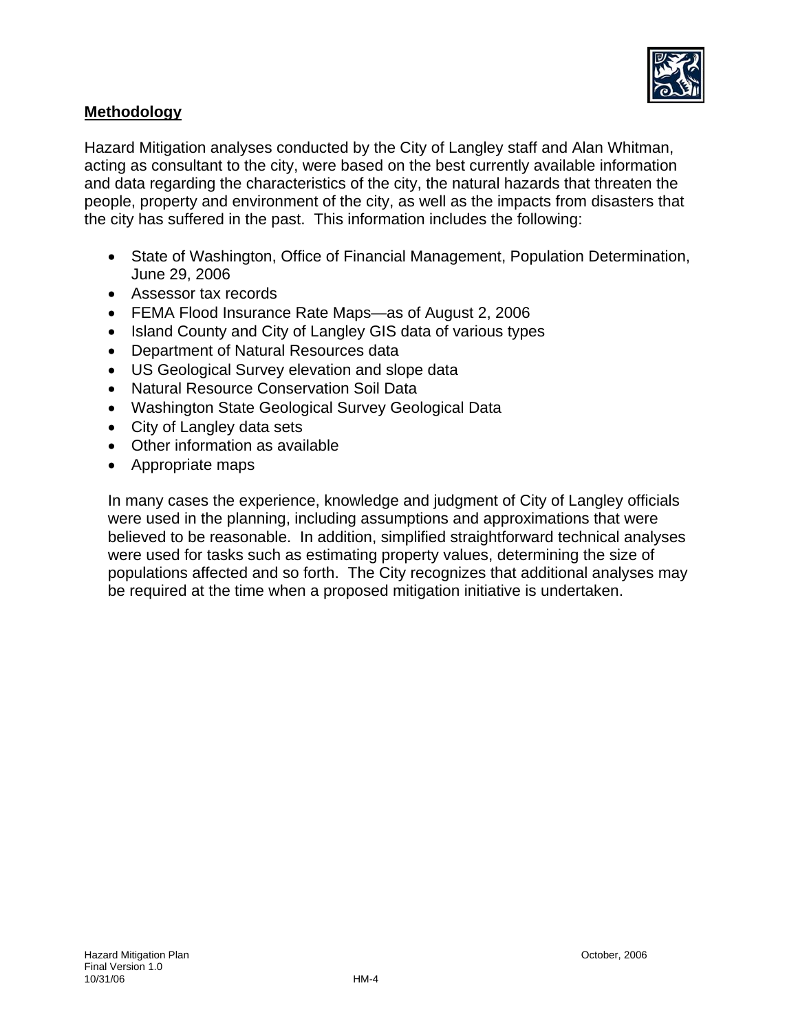## Methodology

Hazard Mitigation analyses conducted by the City of Langley staff and Alan Whitman, acting as consultant to the city, were based on the best currently available information and data regarding the characteristics of the city, the natural hazards that threaten the people, property and environment of the city, as well as the impacts from disasters that the city has suffered in the past. This information includes the following:

- State of Washington, Office of Financial Management, Population Determination, June 29, 2006
- Assessor tax records
- FEMA Flood Insurance Rate Maps—as of August 2, 2006
- Island County and City of Langley GIS data of various types
- Department of Natural Resources data
- US Geological Survey elevation and slope data
- Natural Resource Conservation Soil Data
- Washington State Geological Survey Geological Data
- City of Langley data sets
- Other information as available
- Appropriate maps

In many cases the experience, knowledge and judgment of City of Langley officials were used in the planning, including assumptions and approximations that were believed to be reasonable. In addition, simplified straightforward technical analyses were used for tasks such as estimating property values, determining the size of populations affected and so forth. The City recognizes that additional analyses may be required at the time when a proposed mitigation initiative is undertaken.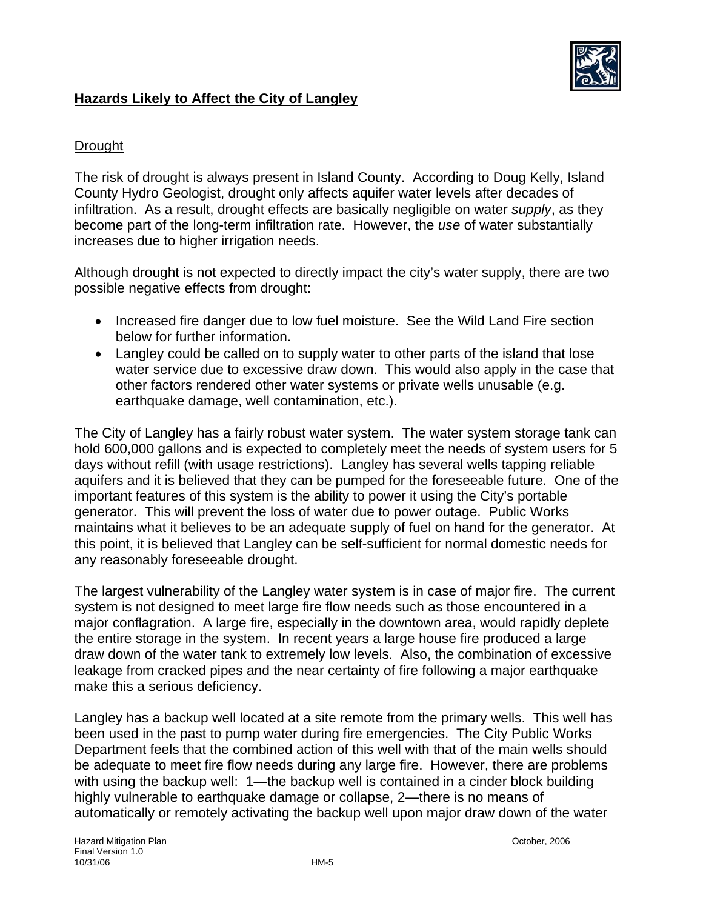## Hazards Likely to Affect the City of Langley

### Drought

The risk of drought is always present in Island County. According to Doug Kelly, Island County Hydro Geologist, drought only affects aquifer water levels after decades of infiltration. As a result, drought effects are basically negligible on water *supply*, as they become part of the long-term infiltration rate. However, the *use* of water substantially increases due to higher irrigation needs.

Although drought is not expected to directly impact the city's water supply, there are two possible negative effects from drought:

- Increased fire danger due to low fuel moisture. See the Wild Land Fire section below for further information.
- Langley could be called on to supply water to other parts of the island that lose water service due to excessive draw down. This would also apply in the case that other factors rendered other water systems or private wells unusable (e.g. earthquake damage, well contamination, etc.).

The City of Langley has a fairly robust water system. The water system storage tank can hold 600,000 gallons and is expected to completely meet the needs of system users for 5 days without refill (with usage restrictions). Langley has several wells tapping reliable aquifers and it is believed that they can be pumped for the foreseeable future. One of the important features of this system is the ability to power it using the City's portable generator. This will prevent the loss of water due to power outage. Public Works maintains what it believes to be an adequate supply of fuel on hand for the generator. At this point, it is believed that Langley can be self-sufficient for normal domestic needs for any reasonably foreseeable drought.

The largest vulnerability of the Langley water system is in case of major fire. The current system is not designed to meet large fire flow needs such as those encountered in a major conflagration. A large fire, especially in the downtown area, would rapidly deplete the entire storage in the system. In recent years a large house fire produced a large draw down of the water tank to extremely low levels. Also, the combination of excessive leakage from cracked pipes and the near certainty of fire following a major earthquake make this a serious deficiency.

Langley has a backup well located at a site remote from the primary wells. This well has been used in the past to pump water during fire emergencies. The City Public Works Department feels that the combined action of this well with that of the main wells should be adequate to meet fire flow needs during any large fire. However, there are problems with using the backup well: 1—the backup well is contained in a cinder block building highly vulnerable to earthquake damage or collapse, 2—there is no means of automatically or remotely activating the backup well upon major draw down of the water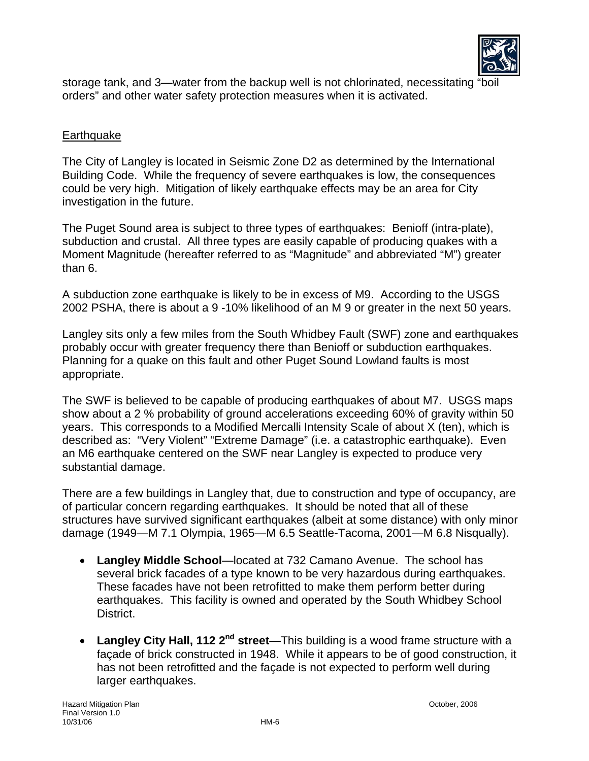storage tank, and 3—water from the backup well is not chlorinated, necessitating "boil orders" and other water safety protection measures when it is activated.

## Earthquake

The City of Langley is located in Seismic Zone D2 as determined by the International Building Code. While the frequency of severe earthquakes is low, the consequences could be very high. Mitigation of likely earthquake effects may be an area for City investigation in the future.

The Puget Sound area is subject to three types of earthquakes: Benioff (intra-plate), subduction and crustal. All three types are easily capable of producing quakes with a Moment Magnitude (hereafter referred to as "Magnitude" and abbreviated "M") greater than 6.

A subduction zone earthquake is likely to be in excess of M9. According to the USGS 2002 PSHA, there is about a 9 -10% likelihood of an M 9 or greater in the next 50 years.

Langley sits only a few miles from the South Whidbey Fault (SWF) zone and earthquakes probably occur with greater frequency there than Benioff or subduction earthquakes. Planning for a quake on this fault and other Puget Sound Lowland faults is most appropriate.

The SWF is believed to be capable of producing earthquakes of about M7. USGS maps show about a 2 % probability of ground accelerations exceeding 60% of gravity within 50 years. This corresponds to a Modified Mercalli Intensity Scale of about X (ten), which is described as: "Very Violent" "Extreme Damage" (i.e. a catastrophic earthquake). Even an M6 earthquake centered on the SWF near Langley is expected to produce very substantial damage.

There are a few buildings in Langley that, due to construction and type of occupancy, are of particular concern regarding earthquakes. It should be noted that all of these structures have survived significant earthquakes (albeit at some distance) with only minor damage (1949—M 7.1 Olympia, 1965—M 6.5 Seattle-Tacoma, 2001—M 6.8 Nisqually).

- **Langley Middle School**—located at 732 Camano Avenue. The school has several brick facades of a type known to be very hazardous during earthquakes. These facades have not been retrofitted to make them perform better during earthquakes. This facility is owned and operated by the South Whidbey School District.
- **Langley City Hall, 112 2nd street**—This building is a wood frame structure with a façade of brick constructed in 1948. While it appears to be of good construction, it has not been retrofitted and the façade is not expected to perform well during larger earthquakes.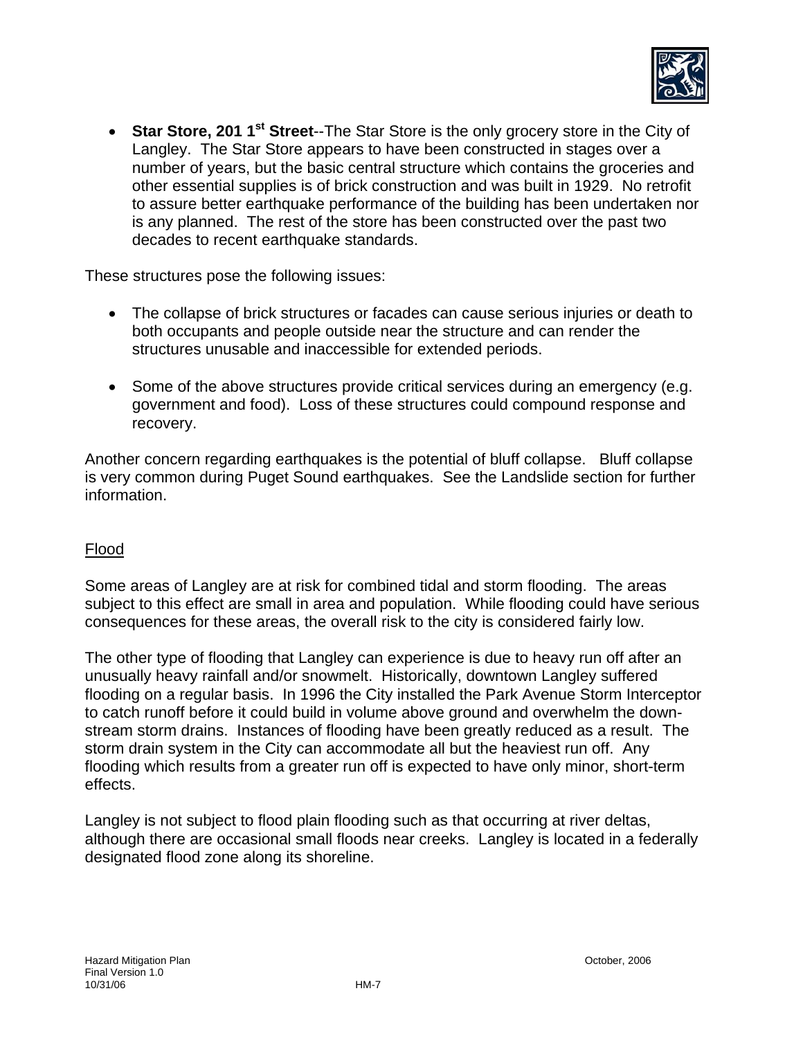- **Star Store, 201 1st Street**--The Star Store is the only grocery store in the City of Langley. The Star Store appears to have been constructed in stages over a number of years, but the basic central structure which contains the groceries and other essential supplies is of brick construction and was built in 1929. No retrofit to assure better earthquake performance of the building has been undertaken nor is any planned. The rest of the store has been constructed over the past two decades to recent earthquake standards.

These structures pose the following issues:

- The collapse of brick structures or facades can cause serious injuries or death to both occupants and people outside near the structure and can render the structures unusable and inaccessible for extended periods.

- Some of the above structures provide critical services during an emergency (e.g. government and food). Loss of these structures could compound response and recovery.

Another concern regarding earthquakes is the potential of bluff collapse. Bluff collapse is very common during Puget Sound earthquakes. See the Landslide section for further information.

## Flood

Some areas of Langley are at risk for combined tidal and storm flooding. The areas subject to this effect are small in area and population. While flooding could have serious consequences for these areas, the overall risk to the city is considered fairly low.

The other type of flooding that Langley can experience is due to heavy run off after an unusually heavy rainfall and/or snowmelt. Historically, downtown Langley suffered flooding on a regular basis. In 1996 the City installed the Park Avenue Storm Interceptor to catch runoff before it could build in volume above ground and overwhelm the down-stream storm drains. Instances of flooding have been greatly reduced as a result. The storm drain system in the City can accommodate all but the heaviest run off. Any flooding which results from a greater run off is expected to have only minor, short-term effects.

Langley is not subject to flood plain flooding such as that occurring at river deltas, although there are occasional small floods near creeks. Langley is located in a federally designated flood zone along its shoreline.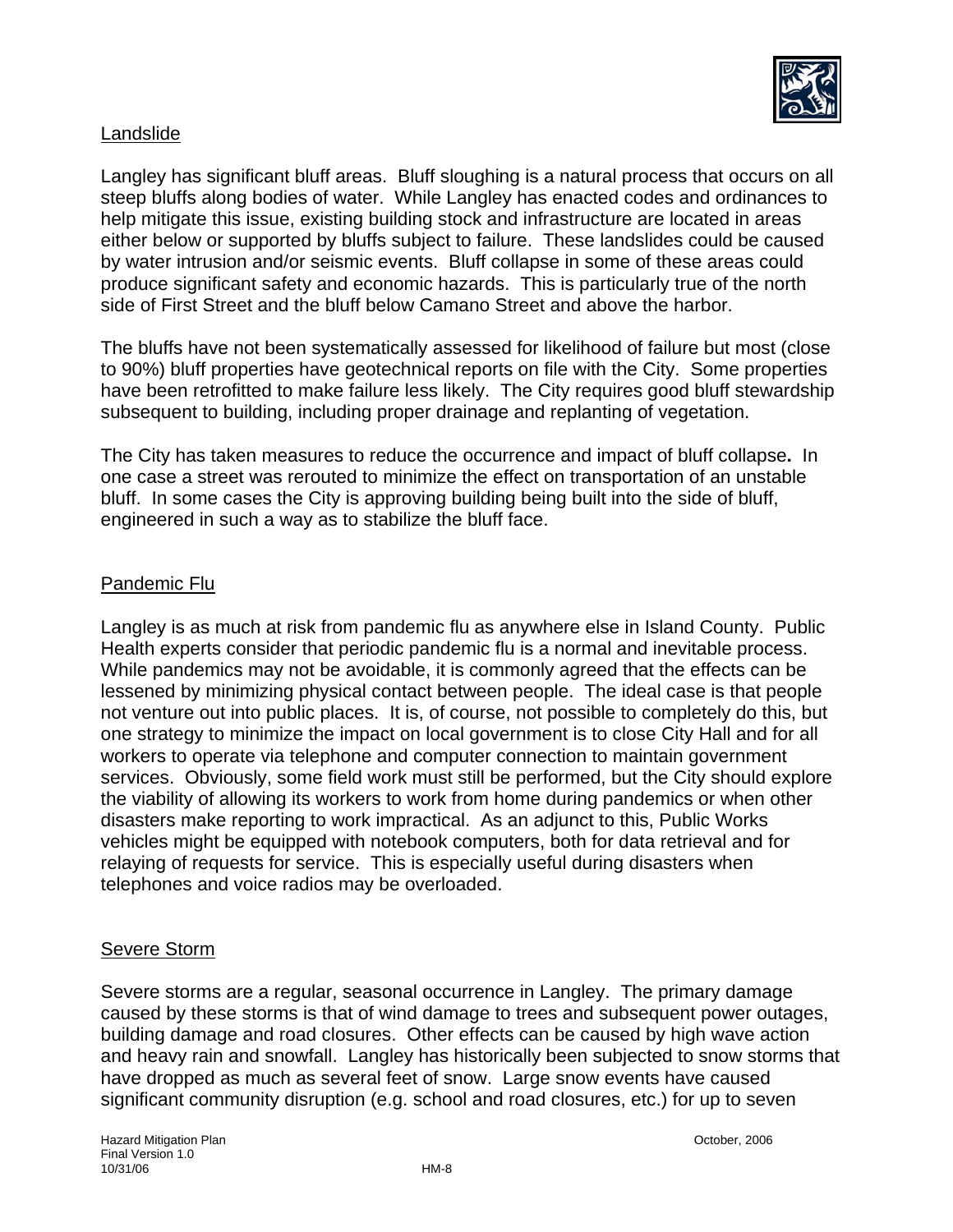## Landslide

Langley has significant bluff areas. Bluff sloughing is a natural process that occurs on all steep bluffs along bodies of water. While Langley has enacted codes and ordinances to help mitigate this issue, existing building stock and infrastructure are located in areas either below or supported by bluffs subject to failure. These landslides could be caused by water intrusion and/or seismic events. Bluff collapse in some of these areas could produce significant safety and economic hazards. This is particularly true of the north side of First Street and the bluff below Camano Street and above the harbor.

The bluffs have not been systematically assessed for likelihood of failure but most (close to 90%) bluff properties have geotechnical reports on file with the City. Some properties have been retrofitted to make failure less likely. The City requires good bluff stewardship subsequent to building, including proper drainage and replanting of vegetation.

The City has taken measures to reduce the occurrence and impact of bluff collapse. In one case a street was rerouted to minimize the effect on transportation of an unstable bluff. In some cases the City is approving building being built into the side of bluff, engineered in such a way as to stabilize the bluff face.

## Pandemic Flu

Langley is as much at risk from pandemic flu as anywhere else in Island County. Public Health experts consider that periodic pandemic flu is a normal and inevitable process. While pandemics may not be avoidable, it is commonly agreed that the effects can be lessened by minimizing physical contact between people. The ideal case is that people not venture out into public places. It is, of course, not possible to completely do this, but one strategy to minimize the impact on local government is to close City Hall and for all workers to operate via telephone and computer connection to maintain government services. Obviously, some field work must still be performed, but the City should explore the viability of allowing its workers to work from home during pandemics or when other disasters make reporting to work impractical. As an adjunct to this, Public Works vehicles might be equipped with notebook computers, both for data retrieval and for relaying of requests for service. This is especially useful during disasters when telephones and voice radios may be overloaded.

## Severe Storm

Severe storms are a regular, seasonal occurrence in Langley. The primary damage caused by these storms is that of wind damage to trees and subsequent power outages, building damage and road closures. Other effects can be caused by high wave action and heavy rain and snowfall. Langley has historically been subjected to snow storms that have dropped as much as several feet of snow. Large snow events have caused significant community disruption (e.g. school and road closures, etc.) for up to seven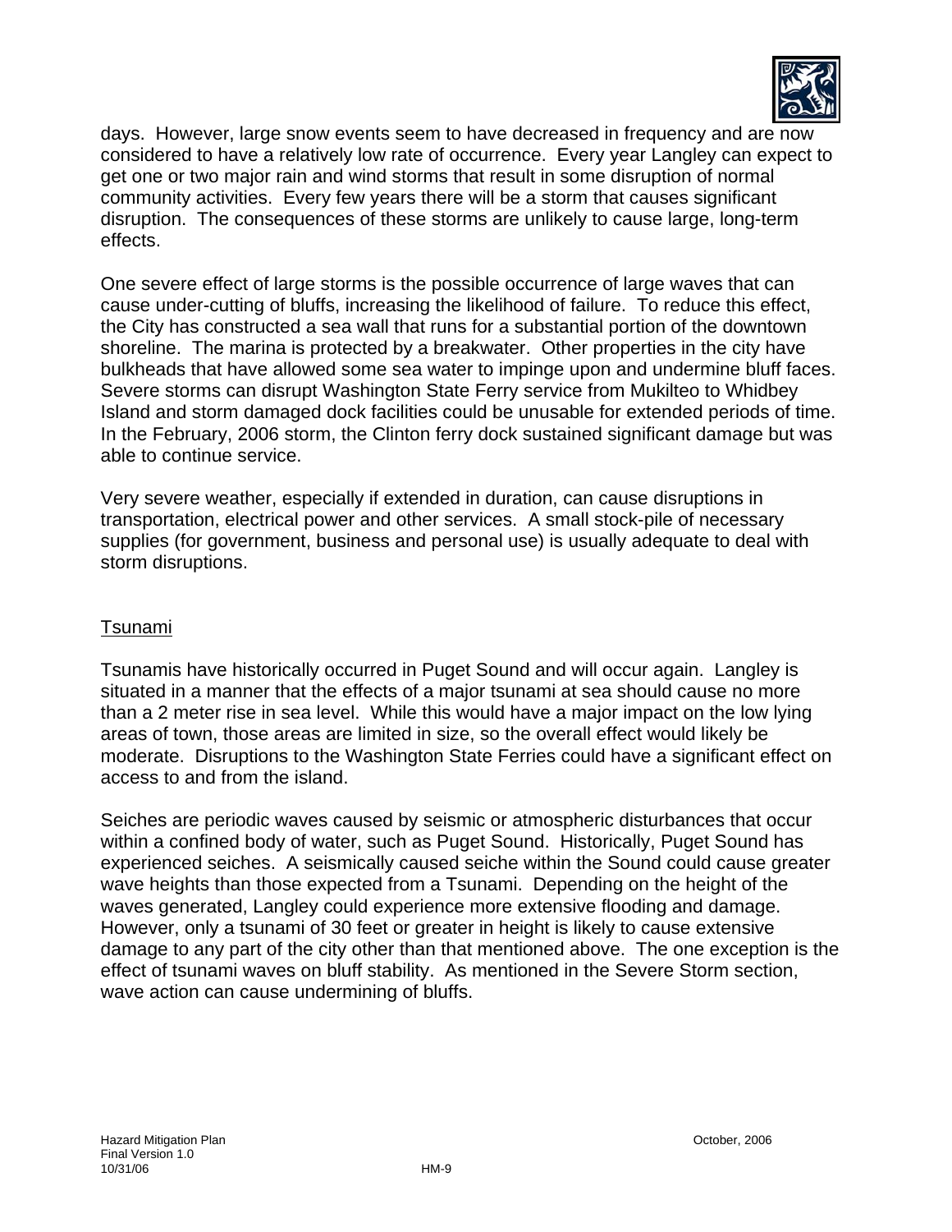days. However, large snow events seem to have decreased in frequency and are now considered to have a relatively low rate of occurrence. Every year Langley can expect to get one or two major rain and wind storms that result in some disruption of normal community activities. Every few years there will be a storm that causes significant disruption. The consequences of these storms are unlikely to cause large, long-term effects.

One severe effect of large storms is the possible occurrence of large waves that can cause under-cutting of bluffs, increasing the likelihood of failure. To reduce this effect, the City has constructed a sea wall that runs for a substantial portion of the downtown shoreline. The marina is protected by a breakwater. Other properties in the city have bulkheads that have allowed some sea water to impinge upon and undermine bluff faces. Severe storms can disrupt Washington State Ferry service from Mukilteo to Whidbey Island and storm damaged dock facilities could be unusable for extended periods of time. In the February, 2006 storm, the Clinton ferry dock sustained significant damage but was able to continue service.

Very severe weather, especially if extended in duration, can cause disruptions in transportation, electrical power and other services. A small stock-pile of necessary supplies (for government, business and personal use) is usually adequate to deal with storm disruptions.

## Tsunami

Tsunamis have historically occurred in Puget Sound and will occur again. Langley is situated in a manner that the effects of a major tsunami at sea should cause no more than a 2 meter rise in sea level. While this would have a major impact on the low lying areas of town, those areas are limited in size, so the overall effect would likely be moderate. Disruptions to the Washington State Ferries could have a significant effect on access to and from the island.

Seiches are periodic waves caused by seismic or atmospheric disturbances that occur within a confined body of water, such as Puget Sound. Historically, Puget Sound has experienced seiches. A seismically caused seiche within the Sound could cause greater wave heights than those expected from a Tsunami. Depending on the height of the waves generated, Langley could experience more extensive flooding and damage. However, only a tsunami of 30 feet or greater in height is likely to cause extensive damage to any part of the city other than that mentioned above. The one exception is the effect of tsunami waves on bluff stability. As mentioned in the Severe Storm section, wave action can cause undermining of bluffs.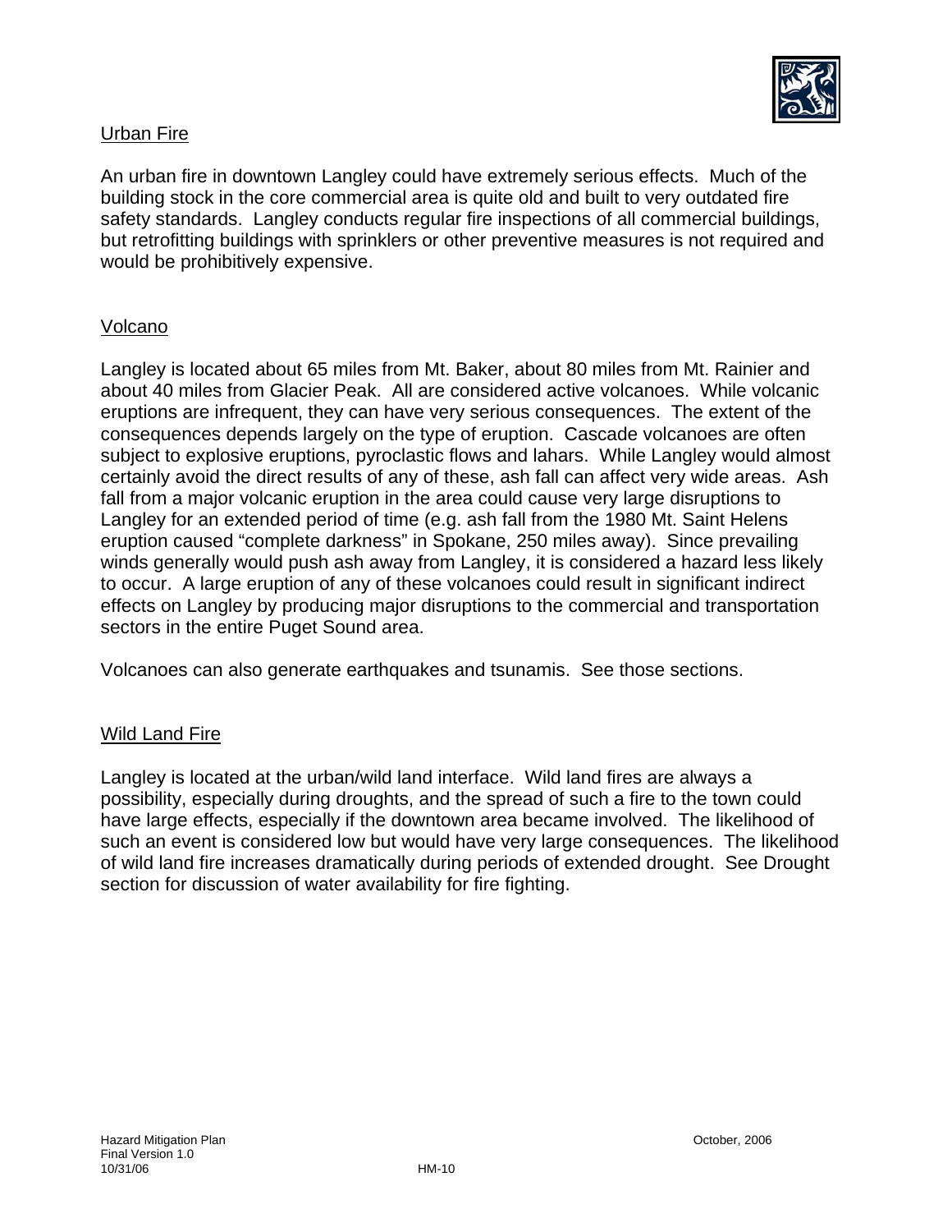## Urban Fire

An urban fire in downtown Langley could have extremely serious effects. Much of the building stock in the core commercial area is quite old and built to very outdated fire safety standards. Langley conducts regular fire inspections of all commercial buildings, but retrofitting buildings with sprinklers or other preventive measures is not required and would be prohibitively expensive.

## Volcano

Langley is located about 65 miles from Mt. Baker, about 80 miles from Mt. Rainier and about 40 miles from Glacier Peak. All are considered active volcanoes. While volcanic eruptions are infrequent, they can have very serious consequences. The extent of the consequences depends largely on the type of eruption. Cascade volcanoes are often subject to explosive eruptions, pyroclastic flows and lahars. While Langley would almost certainly avoid the direct results of any of these, ash fall can affect very wide areas. Ash fall from a major volcanic eruption in the area could cause very large disruptions to Langley for an extended period of time (e.g. ash fall from the 1980 Mt. Saint Helens eruption caused "complete darkness" in Spokane, 250 miles away). Since prevailing winds generally would push ash away from Langley, it is considered a hazard less likely to occur. A large eruption of any of these volcanoes could result in significant indirect effects on Langley by producing major disruptions to the commercial and transportation sectors in the entire Puget Sound area.

Volcanoes can also generate earthquakes and tsunamis. See those sections.

## Wild Land Fire

Langley is located at the urban/wild land interface. Wild land fires are always a possibility, especially during droughts, and the spread of such a fire to the town could have large effects, especially if the downtown area became involved. The likelihood of such an event is considered low but would have very large consequences. The likelihood of wild land fire increases dramatically during periods of extended drought. See Drought section for discussion of water availability for fire fighting.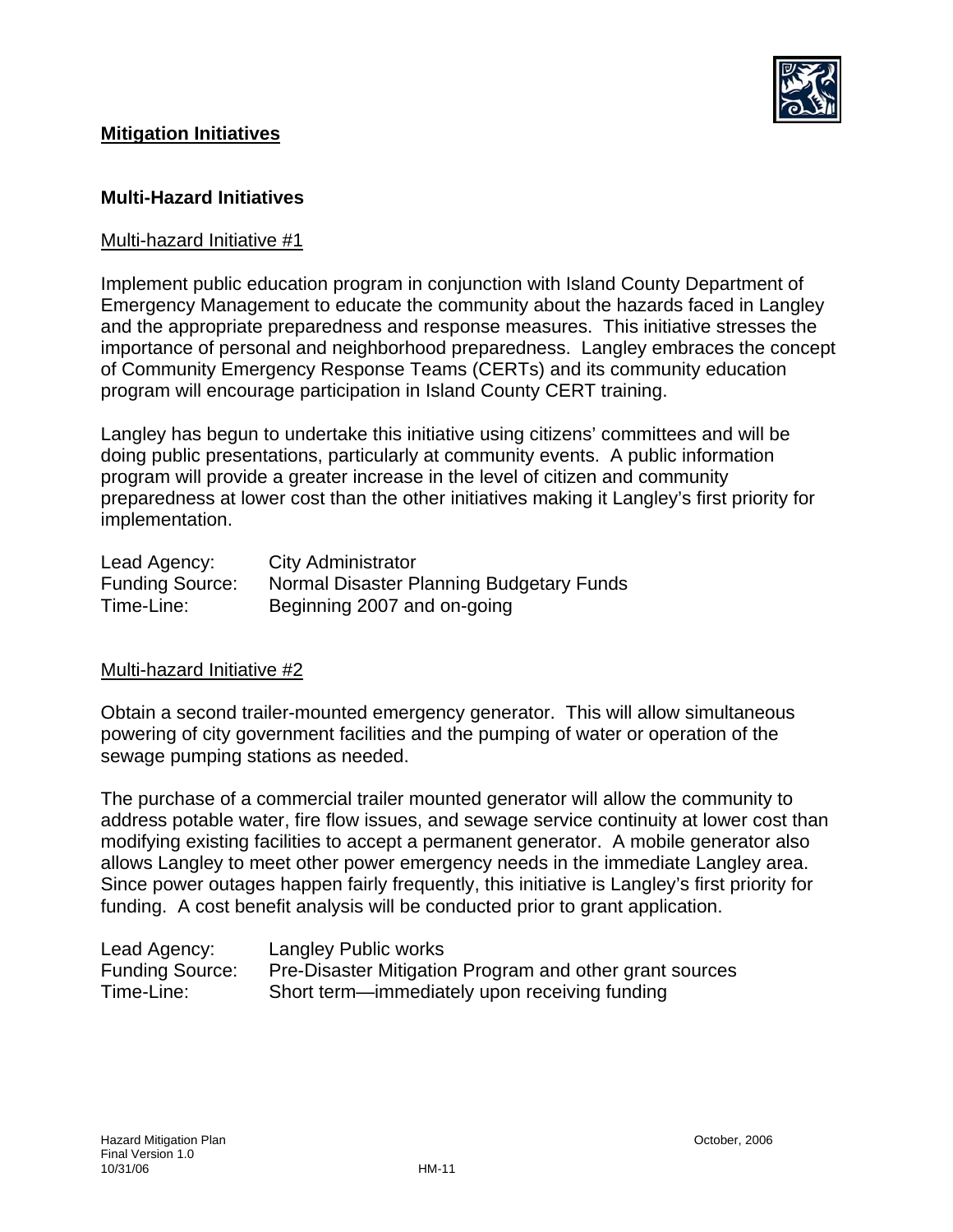## Mitigation Initiatives

### Multi-Hazard Initiatives

Multi-hazard Initiative #1

Implement public education program in conjunction with Island County Department of Emergency Management to educate the community about the hazards faced in Langley and the appropriate preparedness and response measures. This initiative stresses the importance of personal and neighborhood preparedness. Langley embraces the concept of Community Emergency Response Teams (CERTs) and its community education program will encourage participation in Island County CERT training.

Langley has begun to undertake this initiative using citizens' committees and will be doing public presentations, particularly at community events. A public information program will provide a greater increase in the level of citizen and community preparedness at lower cost than the other initiatives making it Langley's first priority for implementation.

| | |
|---|---|
| Lead Agency: | City Administrator |
| Funding Source: | Normal Disaster Planning Budgetary Funds |
| Time-Line: | Beginning 2007 and on-going |

Multi-hazard Initiative #2

Obtain a second trailer-mounted emergency generator. This will allow simultaneous powering of city government facilities and the pumping of water or operation of the sewage pumping stations as needed.

The purchase of a commercial trailer mounted generator will allow the community to address potable water, fire flow issues, and sewage service continuity at lower cost than modifying existing facilities to accept a permanent generator. A mobile generator also allows Langley to meet other power emergency needs in the immediate Langley area. Since power outages happen fairly frequently, this initiative is Langley's first priority for funding. A cost benefit analysis will be conducted prior to grant application.

| | |
|---|---|
| Lead Agency: | Langley Public works |
| Funding Source: | Pre-Disaster Mitigation Program and other grant sources |
| Time-Line: | Short term—immediately upon receiving funding |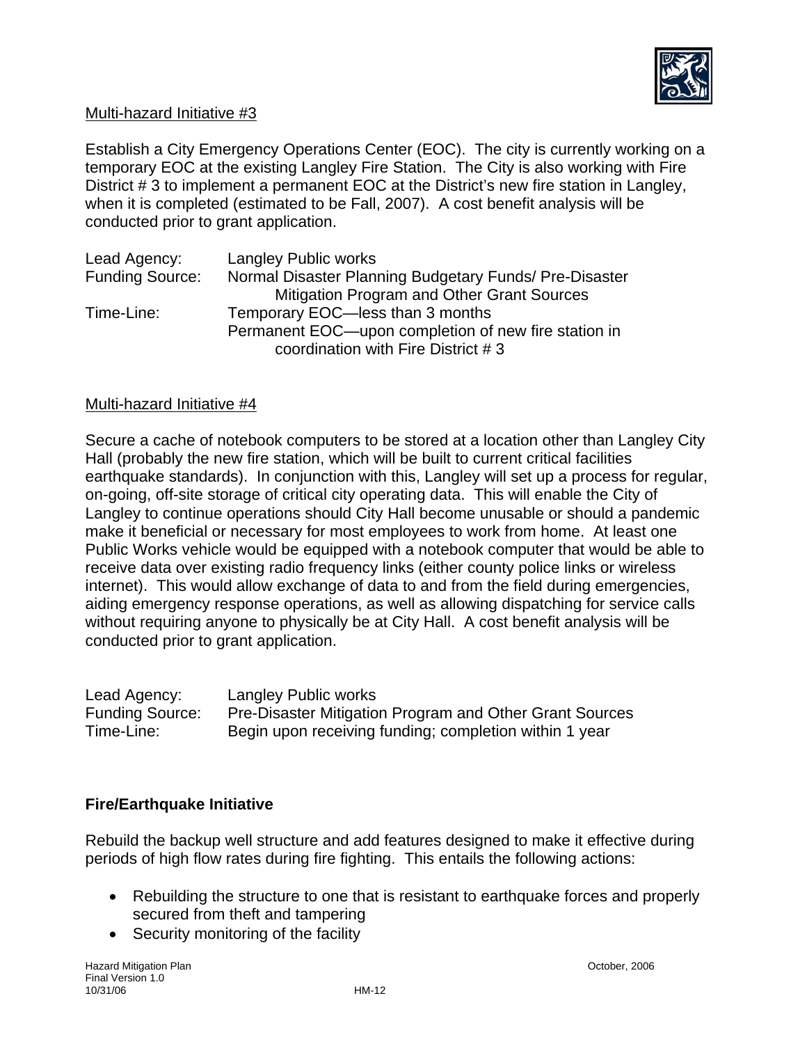Multi-hazard Initiative #3

Establish a City Emergency Operations Center (EOC). The city is currently working on a temporary EOC at the existing Langley Fire Station. The City is also working with Fire District # 3 to implement a permanent EOC at the District's new fire station in Langley, when it is completed (estimated to be Fall, 2007). A cost benefit analysis will be conducted prior to grant application.

| | |
|---|---|
| Lead Agency: | Langley Public works |
| Funding Source: | Normal Disaster Planning Budgetary Funds/ Pre-Disaster Mitigation Program and Other Grant Sources |
| Time-Line: | Temporary EOC—less than 3 months<br>Permanent EOC—upon completion of new fire station in coordination with Fire District # 3 |

Multi-hazard Initiative #4

Secure a cache of notebook computers to be stored at a location other than Langley City Hall (probably the new fire station, which will be built to current critical facilities earthquake standards). In conjunction with this, Langley will set up a process for regular, on-going, off-site storage of critical city operating data. This will enable the City of Langley to continue operations should City Hall become unusable or should a pandemic make it beneficial or necessary for most employees to work from home. At least one Public Works vehicle would be equipped with a notebook computer that would be able to receive data over existing radio frequency links (either county police links or wireless internet). This would allow exchange of data to and from the field during emergencies, aiding emergency response operations, as well as allowing dispatching for service calls without requiring anyone to physically be at City Hall. A cost benefit analysis will be conducted prior to grant application.

| | |
|---|---|
| Lead Agency: | Langley Public works |
| Funding Source: | Pre-Disaster Mitigation Program and Other Grant Sources |
| Time-Line: | Begin upon receiving funding; completion within 1 year |

**Fire/Earthquake Initiative**

Rebuild the backup well structure and add features designed to make it effective during periods of high flow rates during fire fighting. This entails the following actions:

- Rebuilding the structure to one that is resistant to earthquake forces and properly secured from theft and tampering
- Security monitoring of the facility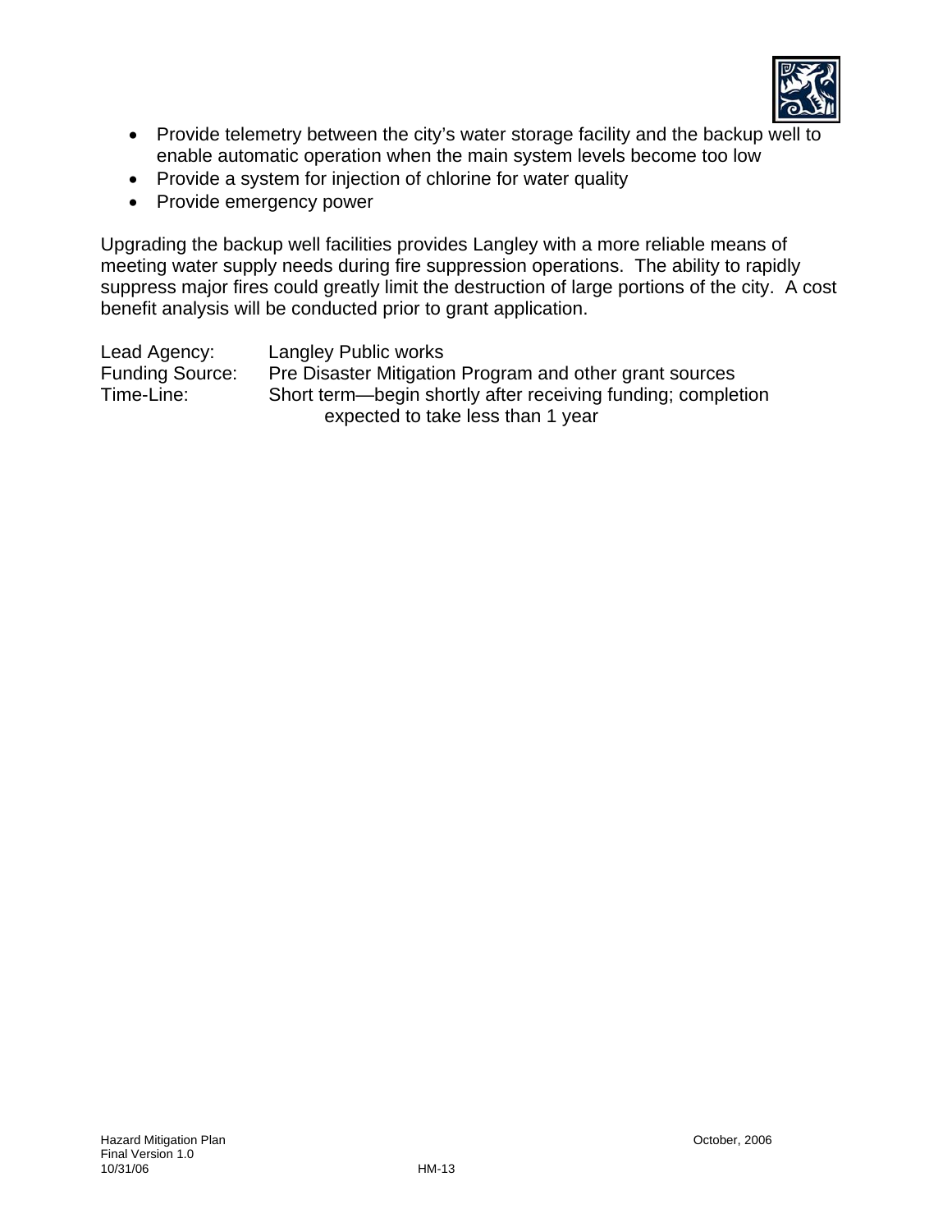- Provide telemetry between the city's water storage facility and the backup well to enable automatic operation when the main system levels become too low
- Provide a system for injection of chlorine for water quality
- Provide emergency power

Upgrading the backup well facilities provides Langley with a more reliable means of meeting water supply needs during fire suppression operations. The ability to rapidly suppress major fires could greatly limit the destruction of large portions of the city. A cost benefit analysis will be conducted prior to grant application.

Lead Agency: Langley Public works
Funding Source: Pre Disaster Mitigation Program and other grant sources
Time-Line: Short term—begin shortly after receiving funding; completion expected to take less than 1 year